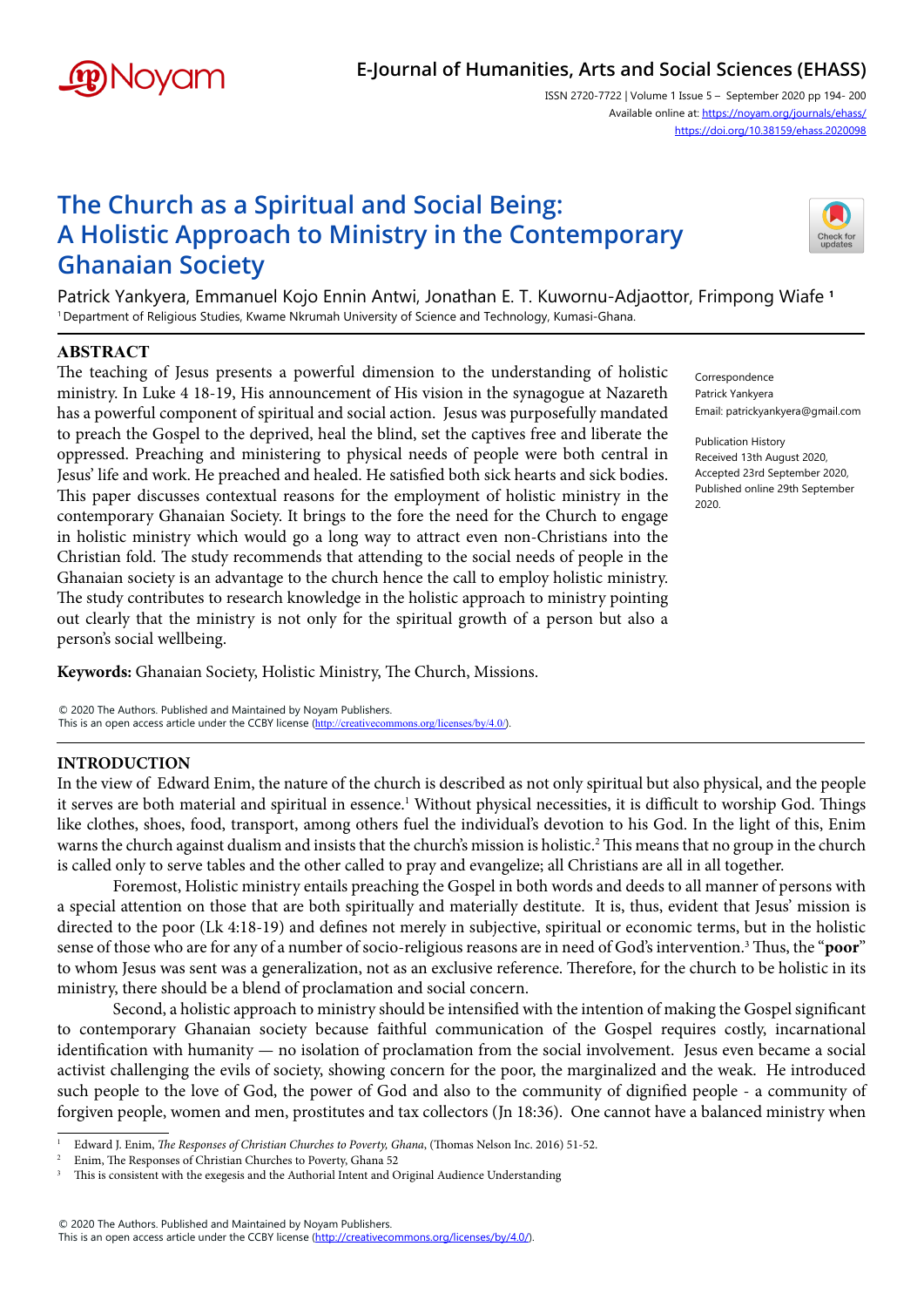# The Church as a Spiritual and Social Being: A Holistic Approach to Ministry in the Contemporary Ghanaian Society

Patrick Yankyera, Emmanuel Kojo Ennin Antwi, Jonathan E. T. Kuwornu-Adjaottor, Frimpong Wiafe [1]

[1] Department of Religious Studies, Kwame Nkrumah University of Science and Technology, Kumasi-Ghana.

Correspondence
Patrick Yankyera
Email: patrickyankyera@gmail.com

Publication History
Received 13th August 2020,
Accepted 23rd September 2020,
Published online 29th September 2020.

## ABSTRACT

The teaching of Jesus presents a powerful dimension to the understanding of holistic ministry. In Luke 4 18-19, His announcement of His vision in the synagogue at Nazareth has a powerful component of spiritual and social action. Jesus was purposefully mandated to preach the Gospel to the deprived, heal the blind, set the captives free and liberate the oppressed. Preaching and ministering to physical needs of people were both central in Jesus' life and work. He preached and healed. He satisfied both sick hearts and sick bodies. This paper discusses contextual reasons for the employment of holistic ministry in the contemporary Ghanaian Society. It brings to the fore the need for the Church to engage in holistic ministry which would go a long way to attract even non-Christians into the Christian fold. The study recommends that attending to the social needs of people in the Ghanaian society is an advantage to the church hence the call to employ holistic ministry. The study contributes to research knowledge in the holistic approach to ministry pointing out clearly that the ministry is not only for the spiritual growth of a person but also a person's social wellbeing.

**Keywords:** Ghanaian Society, Holistic Ministry, The Church, Missions.

© 2020 The Authors. Published and Maintained by Noyam Publishers.
This is an open access article under the CCBY license (http://creativecommons.org/licenses/by/4.0/).

## INTRODUCTION

In the view of Edward Enim, the nature of the church is described as not only spiritual but also physical, and the people it serves are both material and spiritual in essence.[1] Without physical necessities, it is difficult to worship God. Things like clothes, shoes, food, transport, among others fuel the individual's devotion to his God. In the light of this, Enim warns the church against dualism and insists that the church's mission is holistic.[2] This means that no group in the church is called only to serve tables and the other called to pray and evangelize; all Christians are all in all together.

Foremost, Holistic ministry entails preaching the Gospel in both words and deeds to all manner of persons with a special attention on those that are both spiritually and materially destitute. It is, thus, evident that Jesus' mission is directed to the poor (Lk 4:18-19) and defines not merely in subjective, spiritual or economic terms, but in the holistic sense of those who are for any of a number of socio-religious reasons are in need of God's intervention.[3] Thus, the "**poor**" to whom Jesus was sent was a generalization, not as an exclusive reference. Therefore, for the church to be holistic in its ministry, there should be a blend of proclamation and social concern.

Second, a holistic approach to ministry should be intensified with the intention of making the Gospel significant to contemporary Ghanaian society because faithful communication of the Gospel requires costly, incarnational identification with humanity — no isolation of proclamation from the social involvement. Jesus even became a social activist challenging the evils of society, showing concern for the poor, the marginalized and the weak. He introduced such people to the love of God, the power of God and also to the community of dignified people - a community of forgiven people, women and men, prostitutes and tax collectors (Jn 18:36). One cannot have a balanced ministry when

[1] Edward J. Enim, *The Responses of Christian Churches to Poverty, Ghana*, (Thomas Nelson Inc. 2016) 51-52.

[2] Enim, The Responses of Christian Churches to Poverty, Ghana 52

[3] This is consistent with the exegesis and the Authorial Intent and Original Audience Understanding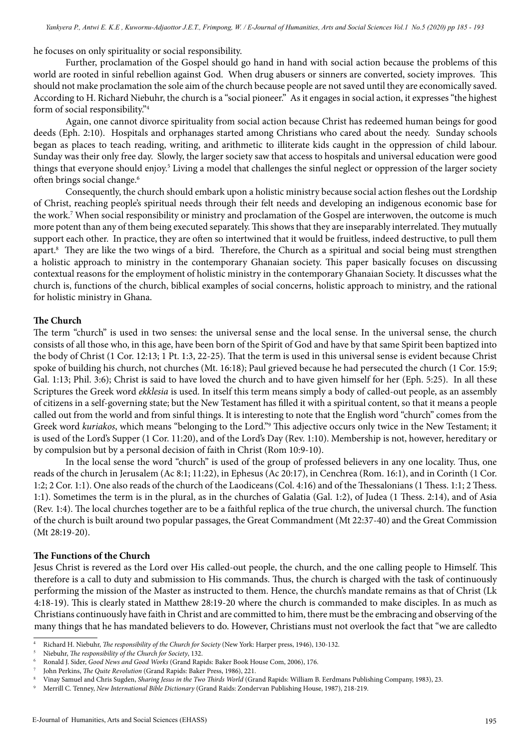he focuses on only spirituality or social responsibility.

Further, proclamation of the Gospel should go hand in hand with social action because the problems of this world are rooted in sinful rebellion against God. When drug abusers or sinners are converted, society improves. This should not make proclamation the sole aim of the church because people are not saved until they are economically saved. According to H. Richard Niebuhr, the church is a "social pioneer." As it engages in social action, it expresses "the highest form of social responsibility."[4]

Again, one cannot divorce spirituality from social action because Christ has redeemed human beings for good deeds (Eph. 2:10). Hospitals and orphanages started among Christians who cared about the needy. Sunday schools began as places to teach reading, writing, and arithmetic to illiterate kids caught in the oppression of child labour. Sunday was their only free day. Slowly, the larger society saw that access to hospitals and universal education were good things that everyone should enjoy.[5] Living a model that challenges the sinful neglect or oppression of the larger society often brings social change.[6]

Consequently, the church should embark upon a holistic ministry because social action fleshes out the Lordship of Christ, reaching people's spiritual needs through their felt needs and developing an indigenous economic base for the work.[7] When social responsibility or ministry and proclamation of the Gospel are interwoven, the outcome is much more potent than any of them being executed separately. This shows that they are inseparably interrelated. They mutually support each other. In practice, they are often so intertwined that it would be fruitless, indeed destructive, to pull them apart.[8] They are like the two wings of a bird. Therefore, the Church as a spiritual and social being must strengthen a holistic approach to ministry in the contemporary Ghanaian society. This paper basically focuses on discussing contextual reasons for the employment of holistic ministry in the contemporary Ghanaian Society. It discusses what the church is, functions of the church, biblical examples of social concerns, holistic approach to ministry, and the rational for holistic ministry in Ghana.

## The Church

The term "church" is used in two senses: the universal sense and the local sense. In the universal sense, the church consists of all those who, in this age, have been born of the Spirit of God and have by that same Spirit been baptized into the body of Christ (1 Cor. 12:13; 1 Pt. 1:3, 22-25). That the term is used in this universal sense is evident because Christ spoke of building his church, not churches (Mt. 16:18); Paul grieved because he had persecuted the church (1 Cor. 15:9; Gal. 1:13; Phil. 3:6); Christ is said to have loved the church and to have given himself for her (Eph. 5:25). In all these Scriptures the Greek word *ekklesia* is used. In itself this term means simply a body of called-out people, as an assembly of citizens in a self-governing state; but the New Testament has filled it with a spiritual content, so that it means a people called out from the world and from sinful things. It is interesting to note that the English word "church" comes from the Greek word *kuriakos*, which means "belonging to the Lord."[9] This adjective occurs only twice in the New Testament; it is used of the Lord's Supper (1 Cor. 11:20), and of the Lord's Day (Rev. 1:10). Membership is not, however, hereditary or by compulsion but by a personal decision of faith in Christ (Rom 10:9-10).

In the local sense the word "church" is used of the group of professed believers in any one locality. Thus, one reads of the church in Jerusalem (Ac 8:1; 11:22), in Ephesus (Ac 20:17), in Cenchrea (Rom. 16:1), and in Corinth (1 Cor. 1:2; 2 Cor. 1:1). One also reads of the church of the Laodiceans (Col. 4:16) and of the Thessalonians (1 Thess. 1:1; 2 Thess. 1:1). Sometimes the term is in the plural, as in the churches of Galatia (Gal. 1:2), of Judea (1 Thess. 2:14), and of Asia (Rev. 1:4). The local churches together are to be a faithful replica of the true church, the universal church. The function of the church is built around two popular passages, the Great Commandment (Mt 22:37-40) and the Great Commission (Mt 28:19-20).

## The Functions of the Church

Jesus Christ is revered as the Lord over His called-out people, the church, and the one calling people to Himself. This therefore is a call to duty and submission to His commands. Thus, the church is charged with the task of continuously performing the mission of the Master as instructed to them. Hence, the church's mandate remains as that of Christ (Lk 4:18-19). This is clearly stated in Matthew 28:19-20 where the church is commanded to make disciples. In as much as Christians continuously have faith in Christ and are committed to him, there must be the embracing and observing of the many things that he has mandated believers to do. However, Christians must not overlook the fact that "we are calledto

---

[4] Richard H. Niebuhr, *The responsibility of the Church for Society* (New York: Harper press, 1946), 130-132.

[5] Niebuhr, *The responsibility of the Church for Society*, 132.

[6] Ronald J. Sider, *Good News and Good Works* (Grand Rapids: Baker Book House Com, 2006), 176.

[7] John Perkins, *The Quite Revolution* (Grand Rapids: Baker Press, 1986), 221.

[8] Vinay Samuel and Chris Sugden, *Sharing Jesus in the Two Thirds World* (Grand Rapids: William B. Eerdmans Publishing Company, 1983), 23.

[9] Merrill C. Tenney, *New International Bible Dictionary* (Grand Raids: Zondervan Publishing House, 1987), 218-219.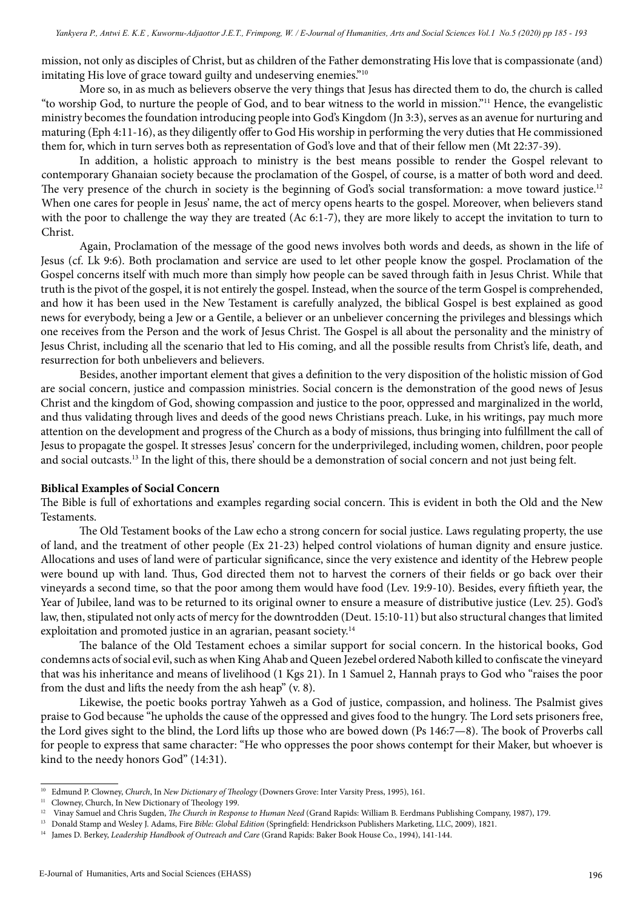mission, not only as disciples of Christ, but as children of the Father demonstrating His love that is compassionate (and) imitating His love of grace toward guilty and undeserving enemies."[10]

More so, in as much as believers observe the very things that Jesus has directed them to do, the church is called "to worship God, to nurture the people of God, and to bear witness to the world in mission."[11] Hence, the evangelistic ministry becomes the foundation introducing people into God's Kingdom (Jn 3:3), serves as an avenue for nurturing and maturing (Eph 4:11-16), as they diligently offer to God His worship in performing the very duties that He commissioned them for, which in turn serves both as representation of God's love and that of their fellow men (Mt 22:37-39).

In addition, a holistic approach to ministry is the best means possible to render the Gospel relevant to contemporary Ghanaian society because the proclamation of the Gospel, of course, is a matter of both word and deed. The very presence of the church in society is the beginning of God's social transformation: a move toward justice.[12] When one cares for people in Jesus' name, the act of mercy opens hearts to the gospel. Moreover, when believers stand with the poor to challenge the way they are treated (Ac 6:1-7), they are more likely to accept the invitation to turn to Christ.

Again, Proclamation of the message of the good news involves both words and deeds, as shown in the life of Jesus (cf. Lk 9:6). Both proclamation and service are used to let other people know the gospel. Proclamation of the Gospel concerns itself with much more than simply how people can be saved through faith in Jesus Christ. While that truth is the pivot of the gospel, it is not entirely the gospel. Instead, when the source of the term Gospel is comprehended, and how it has been used in the New Testament is carefully analyzed, the biblical Gospel is best explained as good news for everybody, being a Jew or a Gentile, a believer or an unbeliever concerning the privileges and blessings which one receives from the Person and the work of Jesus Christ. The Gospel is all about the personality and the ministry of Jesus Christ, including all the scenario that led to His coming, and all the possible results from Christ's life, death, and resurrection for both unbelievers and believers.

Besides, another important element that gives a definition to the very disposition of the holistic mission of God are social concern, justice and compassion ministries. Social concern is the demonstration of the good news of Jesus Christ and the kingdom of God, showing compassion and justice to the poor, oppressed and marginalized in the world, and thus validating through lives and deeds of the good news Christians preach. Luke, in his writings, pay much more attention on the development and progress of the Church as a body of missions, thus bringing into fulfillment the call of Jesus to propagate the gospel. It stresses Jesus' concern for the underprivileged, including women, children, poor people and social outcasts.[13] In the light of this, there should be a demonstration of social concern and not just being felt.

**Biblical Examples of Social Concern**

The Bible is full of exhortations and examples regarding social concern. This is evident in both the Old and the New Testaments.

The Old Testament books of the Law echo a strong concern for social justice. Laws regulating property, the use of land, and the treatment of other people (Ex 21-23) helped control violations of human dignity and ensure justice. Allocations and uses of land were of particular significance, since the very existence and identity of the Hebrew people were bound up with land. Thus, God directed them not to harvest the corners of their fields or go back over their vineyards a second time, so that the poor among them would have food (Lev. 19:9-10). Besides, every fiftieth year, the Year of Jubilee, land was to be returned to its original owner to ensure a measure of distributive justice (Lev. 25). God's law, then, stipulated not only acts of mercy for the downtrodden (Deut. 15:10-11) but also structural changes that limited exploitation and promoted justice in an agrarian, peasant society.[14]

The balance of the Old Testament echoes a similar support for social concern. In the historical books, God condemns acts of social evil, such as when King Ahab and Queen Jezebel ordered Naboth killed to confiscate the vineyard that was his inheritance and means of livelihood (1 Kgs 21). In 1 Samuel 2, Hannah prays to God who "raises the poor from the dust and lifts the needy from the ash heap" (v. 8).

Likewise, the poetic books portray Yahweh as a God of justice, compassion, and holiness. The Psalmist gives praise to God because "he upholds the cause of the oppressed and gives food to the hungry. The Lord sets prisoners free, the Lord gives sight to the blind, the Lord lifts up those who are bowed down (Ps 146:7—8). The book of Proverbs call for people to express that same character: "He who oppresses the poor shows contempt for their Maker, but whoever is kind to the needy honors God" (14:31).

---

[10] Edmund P. Clowney, *Church*, In *New Dictionary of Theology* (Downers Grove: Inter Varsity Press, 1995), 161.

[11] Clowney, Church, In New Dictionary of Theology 199.

[12] Vinay Samuel and Chris Sugden, *The Church in Response to Human Need* (Grand Rapids: William B. Eerdmans Publishing Company, 1987), 179.

[13] Donald Stamp and Wesley J. Adams, Fire *Bible: Global Edition* (Springfield: Hendrickson Publishers Marketing, LLC, 2009), 1821.

[14] James D. Berkey, *Leadership Handbook of Outreach and Care* (Grand Rapids: Baker Book House Co., 1994), 141-144.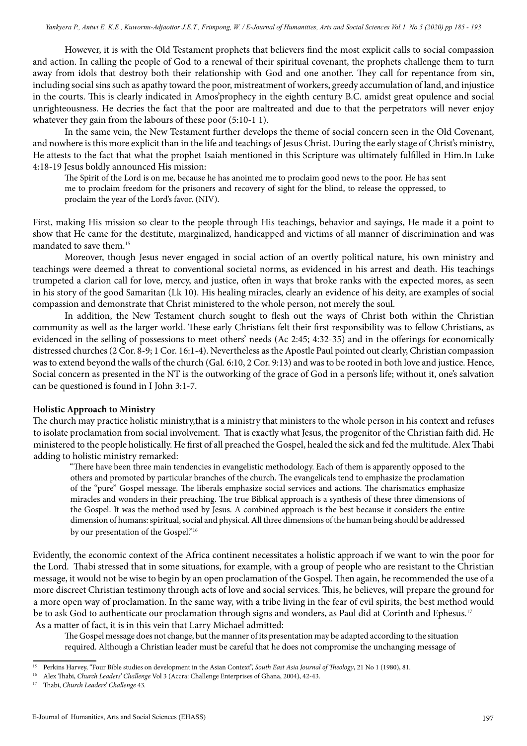However, it is with the Old Testament prophets that believers find the most explicit calls to social compassion and action. In calling the people of God to a renewal of their spiritual covenant, the prophets challenge them to turn away from idols that destroy both their relationship with God and one another. They call for repentance from sin, including social sins such as apathy toward the poor, mistreatment of workers, greedy accumulation of land, and injustice in the courts. This is clearly indicated in Amos'prophecy in the eighth century B.C. amidst great opulence and social unrighteousness. He decries the fact that the poor are maltreated and due to that the perpetrators will never enjoy whatever they gain from the labours of these poor (5:10-1 1).

In the same vein, the New Testament further develops the theme of social concern seen in the Old Covenant, and nowhere is this more explicit than in the life and teachings of Jesus Christ. During the early stage of Christ's ministry, He attests to the fact that what the prophet Isaiah mentioned in this Scripture was ultimately fulfilled in Him.In Luke 4:18-19 Jesus boldly announced His mission:

> The Spirit of the Lord is on me, because he has anointed me to proclaim good news to the poor. He has sent me to proclaim freedom for the prisoners and recovery of sight for the blind, to release the oppressed, to proclaim the year of the Lord's favor. (NIV).

First, making His mission so clear to the people through His teachings, behavior and sayings, He made it a point to show that He came for the destitute, marginalized, handicapped and victims of all manner of discrimination and was mandated to save them.[15]

Moreover, though Jesus never engaged in social action of an overtly political nature, his own ministry and teachings were deemed a threat to conventional societal norms, as evidenced in his arrest and death. His teachings trumpeted a clarion call for love, mercy, and justice, often in ways that broke ranks with the expected mores, as seen in his story of the good Samaritan (Lk 10). His healing miracles, clearly an evidence of his deity, are examples of social compassion and demonstrate that Christ ministered to the whole person, not merely the soul.

In addition, the New Testament church sought to flesh out the ways of Christ both within the Christian community as well as the larger world. These early Christians felt their first responsibility was to fellow Christians, as evidenced in the selling of possessions to meet others' needs (Ac 2:45; 4:32-35) and in the offerings for economically distressed churches (2 Cor. 8-9; 1 Cor. 16:1-4). Nevertheless as the Apostle Paul pointed out clearly, Christian compassion was to extend beyond the walls of the church (Gal. 6:10, 2 Cor. 9:13) and was to be rooted in both love and justice. Hence, Social concern as presented in the NT is the outworking of the grace of God in a person's life; without it, one's salvation can be questioned is found in I John 3:1-7.

**Holistic Approach to Ministry**

The church may practice holistic ministry,that is a ministry that ministers to the whole person in his context and refuses to isolate proclamation from social involvement. That is exactly what Jesus, the progenitor of the Christian faith did. He ministered to the people holistically. He first of all preached the Gospel, healed the sick and fed the multitude. Alex Thabi adding to holistic ministry remarked:

> "There have been three main tendencies in evangelistic methodology. Each of them is apparently opposed to the others and promoted by particular branches of the church. The evangelicals tend to emphasize the proclamation of the "pure" Gospel message. The liberals emphasize social services and actions. The charismatics emphasize miracles and wonders in their preaching. The true Biblical approach is a synthesis of these three dimensions of the Gospel. It was the method used by Jesus. A combined approach is the best because it considers the entire dimension of humans: spiritual, social and physical. All three dimensions of the human being should be addressed by our presentation of the Gospel."[16]

Evidently, the economic context of the Africa continent necessitates a holistic approach if we want to win the poor for the Lord. Thabi stressed that in some situations, for example, with a group of people who are resistant to the Christian message, it would not be wise to begin by an open proclamation of the Gospel. Then again, he recommended the use of a more discreet Christian testimony through acts of love and social services. This, he believes, will prepare the ground for a more open way of proclamation. In the same way, with a tribe living in the fear of evil spirits, the best method would be to ask God to authenticate our proclamation through signs and wonders, as Paul did at Corinth and Ephesus.[17]

As a matter of fact, it is in this vein that Larry Michael admitted:

> The Gospel message does not change, but the manner of its presentation may be adapted according to the situation required. Although a Christian leader must be careful that he does not compromise the unchanging message of

---

[15] Perkins Harvey, "Four Bible studies on development in the Asian Context", *South East Asia Journal of Theology*, 21 No 1 (1980), 81.

[16] Alex Thabi, *Church Leaders' Challenge* Vol 3 (Accra: Challenge Enterprises of Ghana, 2004), 42-43.

[17] Thabi, *Church Leaders' Challenge* 43.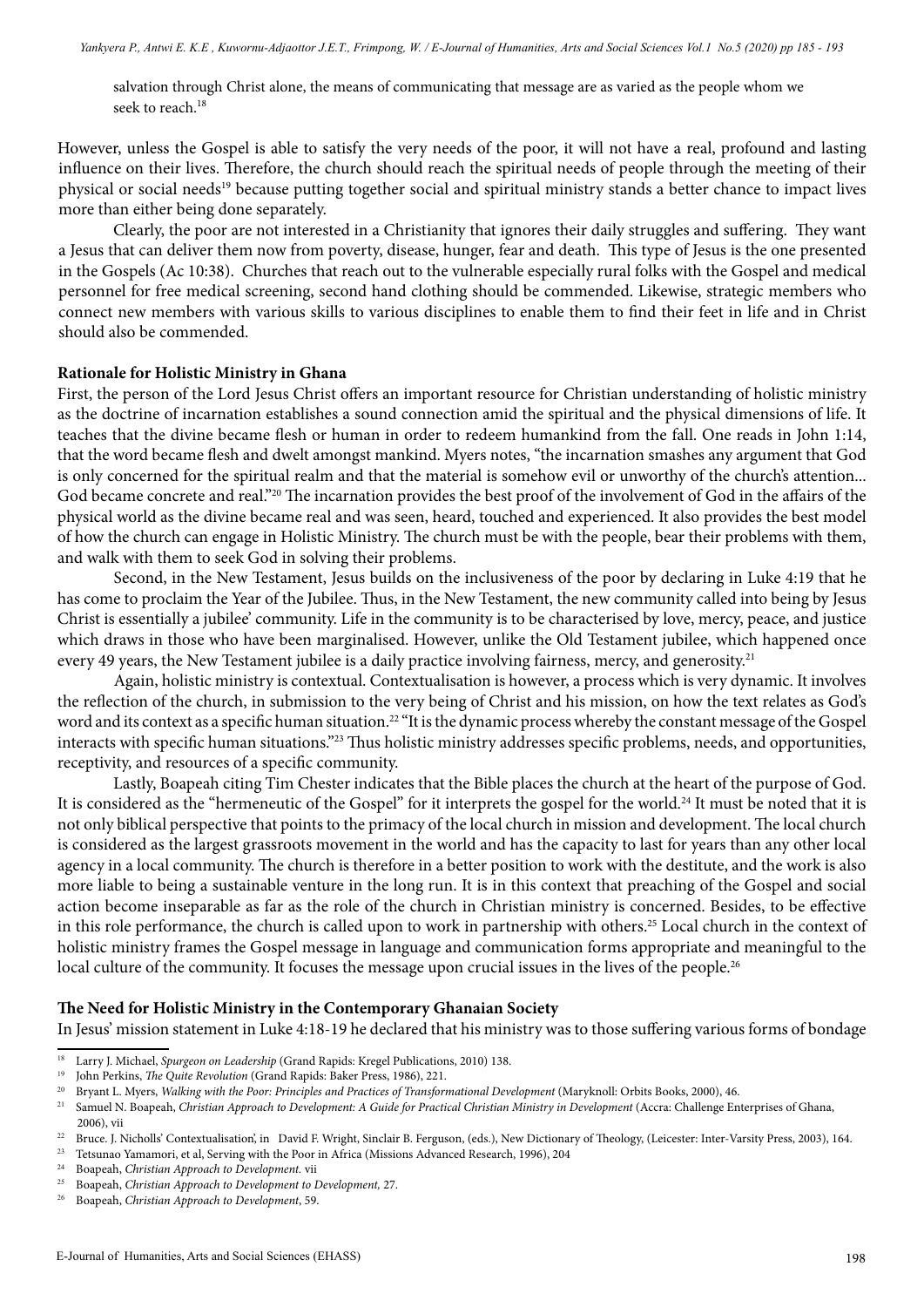salvation through Christ alone, the means of communicating that message are as varied as the people whom we seek to reach.[18]

However, unless the Gospel is able to satisfy the very needs of the poor, it will not have a real, profound and lasting influence on their lives. Therefore, the church should reach the spiritual needs of people through the meeting of their physical or social needs[19] because putting together social and spiritual ministry stands a better chance to impact lives more than either being done separately.

Clearly, the poor are not interested in a Christianity that ignores their daily struggles and suffering. They want a Jesus that can deliver them now from poverty, disease, hunger, fear and death. This type of Jesus is the one presented in the Gospels (Ac 10:38). Churches that reach out to the vulnerable especially rural folks with the Gospel and medical personnel for free medical screening, second hand clothing should be commended. Likewise, strategic members who connect new members with various skills to various disciplines to enable them to find their feet in life and in Christ should also be commended.

**Rationale for Holistic Ministry in Ghana**

First, the person of the Lord Jesus Christ offers an important resource for Christian understanding of holistic ministry as the doctrine of incarnation establishes a sound connection amid the spiritual and the physical dimensions of life. It teaches that the divine became flesh or human in order to redeem humankind from the fall. One reads in John 1:14, that the word became flesh and dwelt amongst mankind. Myers notes, "the incarnation smashes any argument that God is only concerned for the spiritual realm and that the material is somehow evil or unworthy of the church's attention... God became concrete and real."[20] The incarnation provides the best proof of the involvement of God in the affairs of the physical world as the divine became real and was seen, heard, touched and experienced. It also provides the best model of how the church can engage in Holistic Ministry. The church must be with the people, bear their problems with them, and walk with them to seek God in solving their problems.

Second, in the New Testament, Jesus builds on the inclusiveness of the poor by declaring in Luke 4:19 that he has come to proclaim the Year of the Jubilee. Thus, in the New Testament, the new community called into being by Jesus Christ is essentially a jubilee' community. Life in the community is to be characterised by love, mercy, peace, and justice which draws in those who have been marginalised. However, unlike the Old Testament jubilee, which happened once every 49 years, the New Testament jubilee is a daily practice involving fairness, mercy, and generosity.[21]

Again, holistic ministry is contextual. Contextualisation is however, a process which is very dynamic. It involves the reflection of the church, in submission to the very being of Christ and his mission, on how the text relates as God's word and its context as a specific human situation.[22] "It is the dynamic process whereby the constant message of the Gospel interacts with specific human situations."[23] Thus holistic ministry addresses specific problems, needs, and opportunities, receptivity, and resources of a specific community.

Lastly, Boapeah citing Tim Chester indicates that the Bible places the church at the heart of the purpose of God. It is considered as the "hermeneutic of the Gospel" for it interprets the gospel for the world.[24] It must be noted that it is not only biblical perspective that points to the primacy of the local church in mission and development. The local church is considered as the largest grassroots movement in the world and has the capacity to last for years than any other local agency in a local community. The church is therefore in a better position to work with the destitute, and the work is also more liable to being a sustainable venture in the long run. It is in this context that preaching of the Gospel and social action become inseparable as far as the role of the church in Christian ministry is concerned. Besides, to be effective in this role performance, the church is called upon to work in partnership with others.[25] Local church in the context of holistic ministry frames the Gospel message in language and communication forms appropriate and meaningful to the local culture of the community. It focuses the message upon crucial issues in the lives of the people.[26]

**The Need for Holistic Ministry in the Contemporary Ghanaian Society**

In Jesus' mission statement in Luke 4:18-19 he declared that his ministry was to those suffering various forms of bondage

---

[18] Larry J. Michael, *Spurgeon on Leadership* (Grand Rapids: Kregel Publications, 2010) 138.

[19] John Perkins, *The Quite Revolution* (Grand Rapids: Baker Press, 1986), 221.

[20] Bryant L. Myers, *Walking with the Poor: Principles and Practices of Transformational Development* (Maryknoll: Orbits Books, 2000), 46.

[21] Samuel N. Boapeah, *Christian Approach to Development: A Guide for Practical Christian Ministry in Development* (Accra: Challenge Enterprises of Ghana, 2006), vii

[22] Bruce. J. Nicholls' Contextualisation', in David F. Wright, Sinclair B. Ferguson, (eds.), New Dictionary of Theology, (Leicester: Inter-Varsity Press, 2003), 164.

[23] Tetsunao Yamamori, et al, Serving with the Poor in Africa (Missions Advanced Research, 1996), 204

[24] Boapeah, *Christian Approach to Development.* vii

[25] Boapeah, *Christian Approach to Development to Development,* 27.

[26] Boapeah, *Christian Approach to Development*, 59.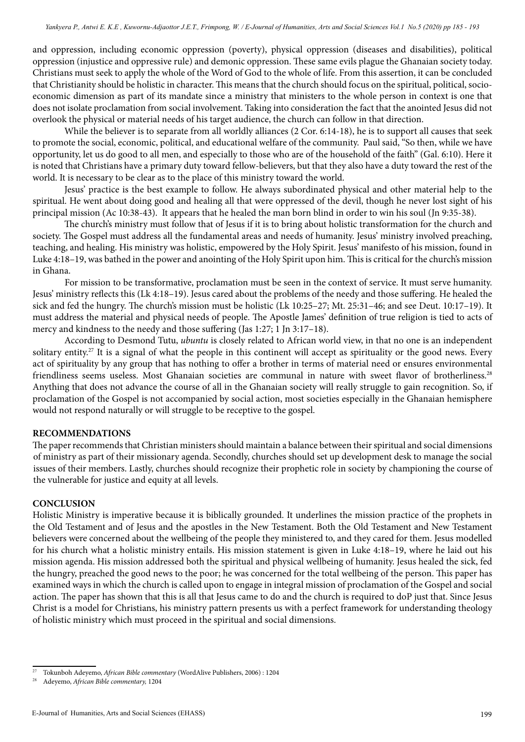and oppression, including economic oppression (poverty), physical oppression (diseases and disabilities), political oppression (injustice and oppressive rule) and demonic oppression. These same evils plague the Ghanaian society today. Christians must seek to apply the whole of the Word of God to the whole of life. From this assertion, it can be concluded that Christianity should be holistic in character. This means that the church should focus on the spiritual, political, socio-economic dimension as part of its mandate since a ministry that ministers to the whole person in context is one that does not isolate proclamation from social involvement. Taking into consideration the fact that the anointed Jesus did not overlook the physical or material needs of his target audience, the church can follow in that direction.

While the believer is to separate from all worldly alliances (2 Cor. 6:14-18), he is to support all causes that seek to promote the social, economic, political, and educational welfare of the community. Paul said, "So then, while we have opportunity, let us do good to all men, and especially to those who are of the household of the faith" (Gal. 6:10). Here it is noted that Christians have a primary duty toward fellow-believers, but that they also have a duty toward the rest of the world. It is necessary to be clear as to the place of this ministry toward the world.

Jesus' practice is the best example to follow. He always subordinated physical and other material help to the spiritual. He went about doing good and healing all that were oppressed of the devil, though he never lost sight of his principal mission (Ac 10:38-43). It appears that he healed the man born blind in order to win his soul (Jn 9:35-38).

The church's ministry must follow that of Jesus if it is to bring about holistic transformation for the church and society. The Gospel must address all the fundamental areas and needs of humanity. Jesus' ministry involved preaching, teaching, and healing. His ministry was holistic, empowered by the Holy Spirit. Jesus' manifesto of his mission, found in Luke 4:18–19, was bathed in the power and anointing of the Holy Spirit upon him. This is critical for the church's mission in Ghana.

For mission to be transformative, proclamation must be seen in the context of service. It must serve humanity. Jesus' ministry reflects this (Lk 4:18–19). Jesus cared about the problems of the needy and those suffering. He healed the sick and fed the hungry. The church's mission must be holistic (Lk 10:25–27; Mt. 25:31–46; and see Deut. 10:17–19). It must address the material and physical needs of people. The Apostle James' definition of true religion is tied to acts of mercy and kindness to the needy and those suffering (Jas 1:27; 1 Jn 3:17–18).

According to Desmond Tutu, *ubuntu* is closely related to African world view, in that no one is an independent solitary entity.[27] It is a signal of what the people in this continent will accept as spirituality or the good news. Every act of spirituality by any group that has nothing to offer a brother in terms of material need or ensures environmental friendliness seems useless. Most Ghanaian societies are communal in nature with sweet flavor of brotherliness.[28] Anything that does not advance the course of all in the Ghanaian society will really struggle to gain recognition. So, if proclamation of the Gospel is not accompanied by social action, most societies especially in the Ghanaian hemisphere would not respond naturally or will struggle to be receptive to the gospel.

## RECOMMENDATIONS

The paper recommends that Christian ministers should maintain a balance between their spiritual and social dimensions of ministry as part of their missionary agenda. Secondly, churches should set up development desk to manage the social issues of their members. Lastly, churches should recognize their prophetic role in society by championing the course of the vulnerable for justice and equity at all levels.

## CONCLUSION

Holistic Ministry is imperative because it is biblically grounded. It underlines the mission practice of the prophets in the Old Testament and of Jesus and the apostles in the New Testament. Both the Old Testament and New Testament believers were concerned about the wellbeing of the people they ministered to, and they cared for them. Jesus modelled for his church what a holistic ministry entails. His mission statement is given in Luke 4:18–19, where he laid out his mission agenda. His mission addressed both the spiritual and physical wellbeing of humanity. Jesus healed the sick, fed the hungry, preached the good news to the poor; he was concerned for the total wellbeing of the person. This paper has examined ways in which the church is called upon to engage in integral mission of proclamation of the Gospel and social action. The paper has shown that this is all that Jesus came to do and the church is required to doP just that. Since Jesus Christ is a model for Christians, his ministry pattern presents us with a perfect framework for understanding theology of holistic ministry which must proceed in the spiritual and social dimensions.

---

[27] Tokunboh Adeyemo, *African Bible commentary* (WordAlive Publishers, 2006) : 1204

[28] Adeyemo, *African Bible commentary,* 1204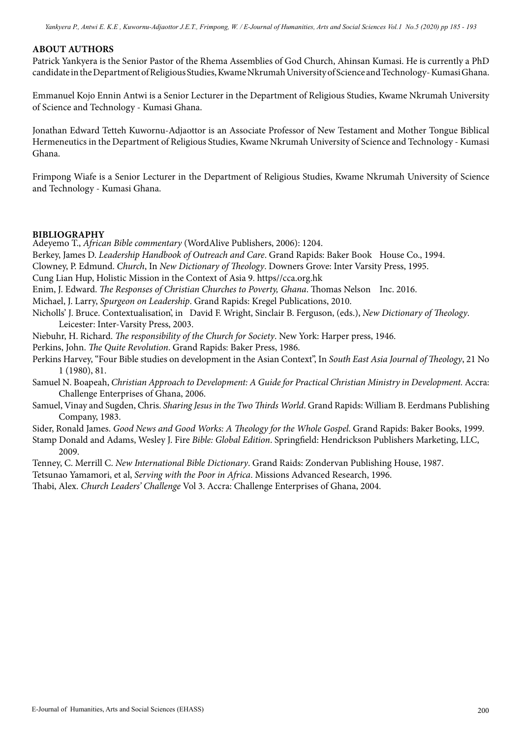## ABOUT AUTHORS

Patrick Yankyera is the Senior Pastor of the Rhema Assemblies of God Church, Ahinsan Kumasi. He is currently a PhD candidate in the Department of Religious Studies, Kwame Nkrumah University of Science and Technology- Kumasi Ghana.

Emmanuel Kojo Ennin Antwi is a Senior Lecturer in the Department of Religious Studies, Kwame Nkrumah University of Science and Technology - Kumasi Ghana.

Jonathan Edward Tetteh Kuwornu-Adjaottor is an Associate Professor of New Testament and Mother Tongue Biblical Hermeneutics in the Department of Religious Studies, Kwame Nkrumah University of Science and Technology - Kumasi Ghana.

Frimpong Wiafe is a Senior Lecturer in the Department of Religious Studies, Kwame Nkrumah University of Science and Technology - Kumasi Ghana.

## BIBLIOGRAPHY

Adeyemo T., *African Bible commentary* (WordAlive Publishers, 2006): 1204.

Berkey, James D. *Leadership Handbook of Outreach and Care*. Grand Rapids: Baker Book House Co., 1994.

Clowney, P. Edmund. *Church*, In *New Dictionary of Theology*. Downers Grove: Inter Varsity Press, 1995.

Cung Lian Hup, Holistic Mission in the Context of Asia 9. https//cca.org.hk

Enim, J. Edward. *The Responses of Christian Churches to Poverty, Ghana*. Thomas Nelson Inc. 2016.

Michael, J. Larry, *Spurgeon on Leadership*. Grand Rapids: Kregel Publications, 2010.

Nicholls' J. Bruce. Contextualisation', in David F. Wright, Sinclair B. Ferguson, (eds.), *New Dictionary of Theology*. Leicester: Inter-Varsity Press, 2003.

Niebuhr, H. Richard. *The responsibility of the Church for Society*. New York: Harper press, 1946.

Perkins, John. *The Quite Revolution*. Grand Rapids: Baker Press, 1986.

Perkins Harvey, "Four Bible studies on development in the Asian Context", In *South East Asia Journal of Theology*, 21 No 1 (1980), 81.

Samuel N. Boapeah, *Christian Approach to Development: A Guide for Practical Christian Ministry in Development*. Accra: Challenge Enterprises of Ghana, 2006.

Samuel, Vinay and Sugden, Chris. *Sharing Jesus in the Two Thirds World*. Grand Rapids: William B. Eerdmans Publishing Company, 1983.

Sider, Ronald James. *Good News and Good Works: A Theology for the Whole Gospel*. Grand Rapids: Baker Books, 1999.

Stamp Donald and Adams, Wesley J. Fire *Bible: Global Edition*. Springfield: Hendrickson Publishers Marketing, LLC, 2009.

Tenney, C. Merrill C. *New International Bible Dictionary*. Grand Raids: Zondervan Publishing House, 1987.

Tetsunao Yamamori, et al, *Serving with the Poor in Africa*. Missions Advanced Research, 1996.

Thabi, Alex. *Church Leaders' Challenge* Vol 3. Accra: Challenge Enterprises of Ghana, 2004.